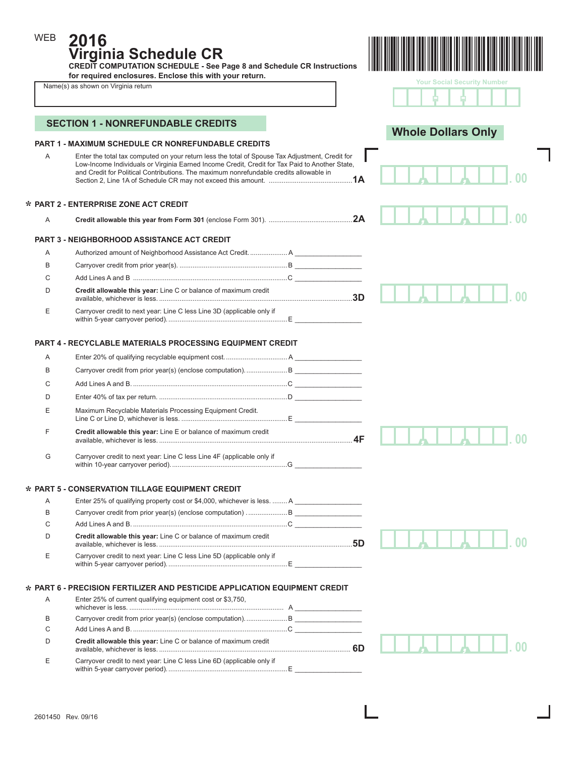WEB **2016**

# Virginia Schedule CR

**CREDIT COMPUTATION SCHEDULE - See Page 8 and Schedule CR Instructions for required enclosures. Enclose this with your return.**

Name(s) as shown on Virginia return

Your Social Security Number

## SECTION 1 - NONREFUNDABLE CREDITS

**Whole Dollars Only**

### PART 1 - MAXIMUM SCHEDULE CR NONREFUNDABLE CREDITS

A Enter the total tax computed on your return less the total of Spouse Tax Adjustment, Credit for Low-Income Individuals or Virginia Earned Income Credit, Credit for Tax Paid to Another State, and Credit for Political Contributions. The maximum nonrefundable credits allowable in Section 2, Line 1A of Schedule CR may not exceed this amount. ............................................**1A** .00

### * PART 2 - ENTERPRISE ZONE ACT CREDIT

A **Credit allowable this year from Form 301** (enclose Form 301). ............................................**2A** .00

### PART 3 - NEIGHBORHOOD ASSISTANCE ACT CREDIT

A Authorized amount of Neighborhood Assistance Act Credit. .................... A _______________

B Carryover credit from prior year(s). ......................................................... B _______________

C Add Lines A and B .................................................................................. C _______________

D **Credit allowable this year:** Line C or balance of maximum credit available, whichever is less. ......................................................................................................**3D** .00

E Carryover credit to next year: Line C less Line 3D (applicable only if within 5-year carryover period). ................................................................ E _______________

### PART 4 - RECYCLABLE MATERIALS PROCESSING EQUIPMENT CREDIT

A Enter 20% of qualifying recyclable equipment cost. ................................. A _______________

B Carryover credit from prior year(s) (enclose computation). ...................... B _______________

C Add Lines A and B. .................................................................................. C _______________

D Enter 40% of tax per return. ..................................................................... D _______________

E Maximum Recyclable Materials Processing Equipment Credit. Line C or Line D, whichever is less. ......................................................... E _______________

F **Credit allowable this year:** Line E or balance of maximum credit available, whichever is less. ......................................................................................................**4F** .00

G Carryover credit to next year: Line C less Line 4F (applicable only if within 10-year carryover period). .............................................................. G _______________

### * PART 5 - CONSERVATION TILLAGE EQUIPMENT CREDIT

A Enter 25% of qualifying property cost or $4,000, whichever is less. ........ A _______________

B Carryover credit from prior year(s) (enclose computation) ...................... B _______________

C Add Lines A and B. .................................................................................. C _______________

D **Credit allowable this year:** Line C or balance of maximum credit available, whichever is less. ......................................................................................................**5D** .00

E Carryover credit to next year: Line C less Line 5D (applicable only if within 5-year carryover period). ................................................................ E _______________

### * PART 6 - PRECISION FERTILIZER AND PESTICIDE APPLICATION EQUIPMENT CREDIT

A Enter 25% of current qualifying equipment cost or $3,750, whichever is less. ................................................................................... A _______________

B Carryover credit from prior year(s) (enclose computation). ...................... B _______________

C Add Lines A and B. .................................................................................. C _______________

D **Credit allowable this year:** Line C or balance of maximum credit available, whichever is less. ......................................................................................................**6D** .00

E Carryover credit to next year: Line C less Line 6D (applicable only if within 5-year carryover period). ................................................................ E _______________

2601450 Rev. 09/16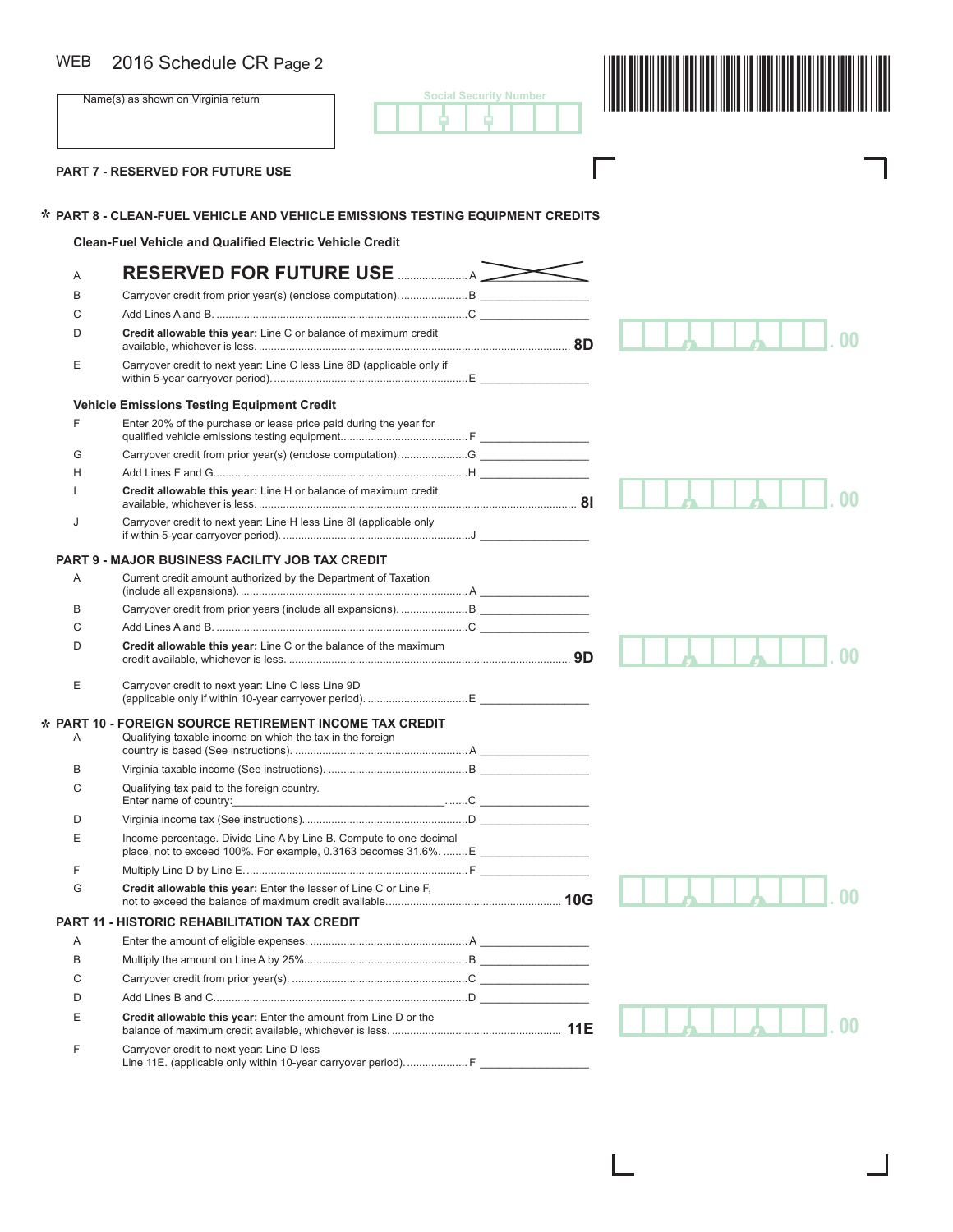WEB 2016 Schedule CR Page 2

Name(s) as shown on Virginia return

Social Security Number

## PART 7 - RESERVED FOR FUTURE USE

## * PART 8 - CLEAN-FUEL VEHICLE AND VEHICLE EMISSIONS TESTING EQUIPMENT CREDITS

### Clean-Fuel Vehicle and Qualified Electric Vehicle Credit

A **RESERVED FOR FUTURE USE** ....................... A

B Carryover credit from prior year(s) (enclose computation). ...................... B

C Add Lines A and B. ................................................................................ C

D **Credit allowable this year:** Line C or balance of maximum credit available, whichever is less. ........................................................................ **8D** .00

E Carryover credit to next year: Line C less Line 8D (applicable only if within 5-year carryover period). ......................................................... E

### Vehicle Emissions Testing Equipment Credit

F Enter 20% of the purchase or lease price paid during the year for qualified vehicle emissions testing equipment.......................................... F

G Carryover credit from prior year(s) (enclose computation). ...................... G

H Add Lines F and G.................................................................................. H

I **Credit allowable this year:** Line H or balance of maximum credit available, whichever is less. ........................................................................ **8I** .00

J Carryover credit to next year: Line H less Line 8I (applicable only if within 5-year carryover period). ......................................................... J

## PART 9 - MAJOR BUSINESS FACILITY JOB TAX CREDIT

A Current credit amount authorized by the Department of Taxation (include all expansions). ..................................................................... A

B Carryover credit from prior years (include all expansions). ...................... B

C Add Lines A and B. ................................................................................ C

D **Credit allowable this year:** Line C or the balance of the maximum credit available, whichever is less. ........................................................ **9D** .00

E Carryover credit to next year: Line C less Line 9D (applicable only if within 10-year carryover period). ................................ E

## * PART 10 - FOREIGN SOURCE RETIREMENT INCOME TAX CREDIT

A Qualifying taxable income on which the tax in the foreign country is based (See instructions). ........................................................ A

B Virginia taxable income (See instructions). ............................................. B

C Qualifying tax paid to the foreign country. Enter name of country:_________________________________ ......C

D Virginia income tax (See instructions). .................................................... D

E Income percentage. Divide Line A by Line B. Compute to one decimal place, not to exceed 100%. For example, 0.3163 becomes 31.6%. ........ E

F Multiply Line D by Line E. ....................................................................... F

G **Credit allowable this year:** Enter the lesser of Line C or Line F, not to exceed the balance of maximum credit available. ......................................................... **10G** .00

## PART 11 - HISTORIC REHABILITATION TAX CREDIT

A Enter the amount of eligible expenses. .................................................... A

B Multiply the amount on Line A by 25%..................................................... B

C Carryover credit from prior year(s). ......................................................... C

D Add Lines B and C.................................................................................. D

E **Credit allowable this year:** Enter the amount from Line D or the balance of maximum credit available, whichever is less. ....................................................... **11E** .00

F Carryover credit to next year: Line D less Line 11E. (applicable only within 10-year carryover period). .................... F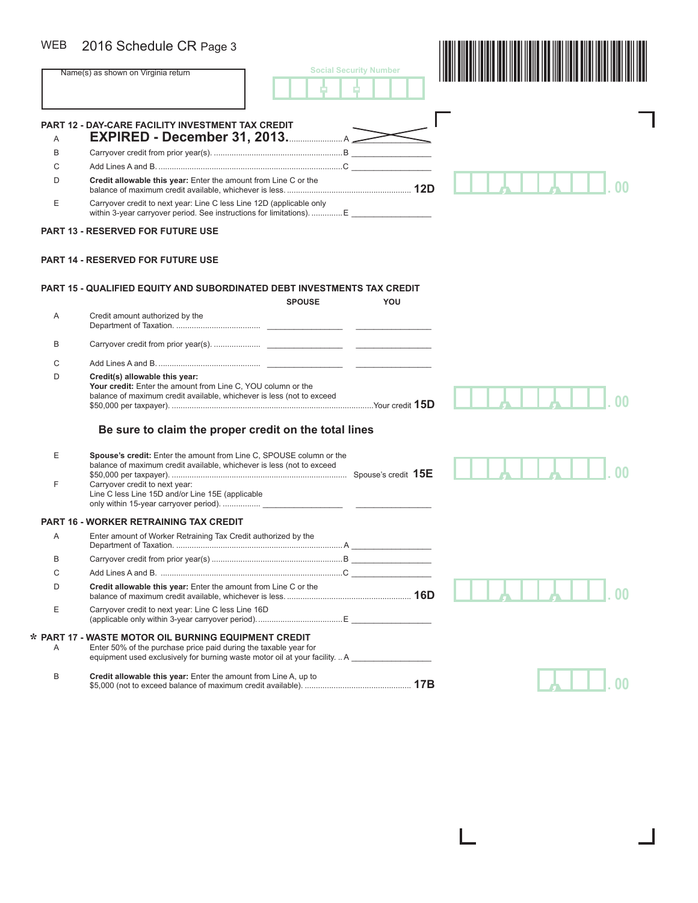WEB 2016 Schedule CR Page 3

Name(s) as shown on Virginia return

Social Security Number

## PART 12 - DAY-CARE FACILITY INVESTMENT TAX CREDIT

A **EXPIRED - December 31, 2013.** ........................ A

B Carryover credit from prior year(s). ........................ B

C Add Lines A and B. ........................ C

D **Credit allowable this year:** Enter the amount from Line C or the balance of maximum credit available, whichever is less. ........................ **12D** .00

E Carryover credit to next year: Line C less Line 12D (applicable only within 3-year carryover period. See instructions for limitations). .............. E

## PART 13 - RESERVED FOR FUTURE USE

## PART 14 - RESERVED FOR FUTURE USE

## PART 15 - QUALIFIED EQUITY AND SUBORDINATED DEBT INVESTMENTS TAX CREDIT

| | | SPOUSE | YOU |
|---|---|---|---|
| A | Credit amount authorized by the Department of Taxation. ........................ | | |
| B | Carryover credit from prior year(s). ........................ | | |
| C | Add Lines A and B. ........................ | | |

D **Credit(s) allowable this year:**
**Your credit:** Enter the amount from Line C, YOU column or the balance of maximum credit available, whichever is less (not to exceed $50,000 per taxpayer). ........................ Your credit **15D** .00

### Be sure to claim the proper credit on the total lines

E **Spouse's credit:** Enter the amount from Line C, SPOUSE column or the balance of maximum credit available, whichever is less (not to exceed $50,000 per taxpayer). ........................ Spouse's credit **15E** .00

F Carryover credit to next year: Line C less Line 15D and/or Line 15E (applicable only within 15-year carryover period). ................

## PART 16 - WORKER RETRAINING TAX CREDIT

A Enter amount of Worker Retraining Tax Credit authorized by the Department of Taxation. ........................ A

B Carryover credit from prior year(s) ........................ B

C Add Lines A and B. ........................ C

D **Credit allowable this year:** Enter the amount from Line C or the balance of maximum credit available, whichever is less. ........................ **16D** .00

E Carryover credit to next year: Line C less Line 16D (applicable only within 3-year carryover period). ........................ E

## * PART 17 - WASTE MOTOR OIL BURNING EQUIPMENT CREDIT

A Enter 50% of the purchase price paid during the taxable year for equipment used exclusively for burning waste motor oil at your facility. .. A

B **Credit allowable this year:** Enter the amount from Line A, up to $5,000 (not to exceed balance of maximum credit available). ........................ **17B** .00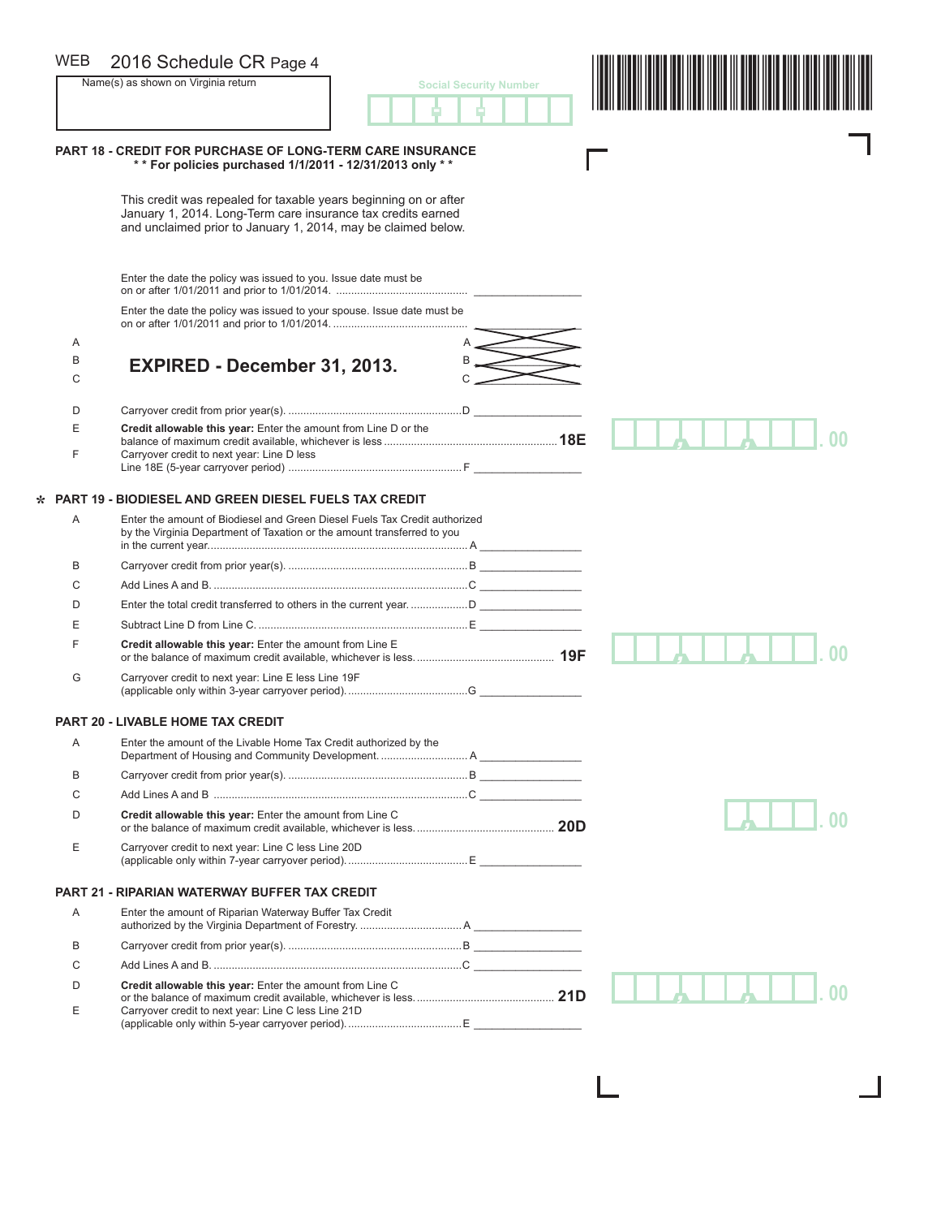WEB 2016 Schedule CR Page 4

Name(s) as shown on Virginia return

Social Security Number

## PART 18 - CREDIT FOR PURCHASE OF LONG-TERM CARE INSURANCE

**** For policies purchased 1/1/2011 - 12/31/2013 only ****

This credit was repealed for taxable years beginning on or after January 1, 2014. Long-Term care insurance tax credits earned and unclaimed prior to January 1, 2014, may be claimed below.

Enter the date the policy was issued to you. Issue date must be on or after 1/01/2011 and prior to 1/01/2014. ............................................ _________________

Enter the date the policy was issued to your spouse. Issue date must be on or after 1/01/2011 and prior to 1/01/2014. ............................................ _________________

A

B **EXPIRED - December 31, 2013.**

C

| Line | Description | | Amount |
|---|---|---|---|
| D | Carryover credit from prior year(s). ............................................................ | D | _________________ |
| E | **Credit allowable this year:** Enter the amount from Line D or the balance of maximum credit available, whichever is less ............................................................ | **18E** | .00 |
| F | Carryover credit to next year: Line D less Line 18E (5-year carryover period) ............................................................ | F | _________________ |

## * PART 19 - BIODIESEL AND GREEN DIESEL FUELS TAX CREDIT

| Line | Description | | Amount |
|---|---|---|---|
| A | Enter the amount of Biodiesel and Green Diesel Fuels Tax Credit authorized by the Virginia Department of Taxation or the amount transferred to you in the current year. ............................................................ | A | _________________ |
| B | Carryover credit from prior year(s). ............................................................ | B | _________________ |
| C | Add Lines A and B. ............................................................ | C | _________________ |
| D | Enter the total credit transferred to others in the current year. .................. | D | _________________ |
| E | Subtract Line D from Line C. ............................................................ | E | _________________ |
| F | **Credit allowable this year:** Enter the amount from Line E or the balance of maximum credit available, whichever is less. ............................................ | **19F** | .00 |
| G | Carryover credit to next year: Line E less Line 19F (applicable only within 3-year carryover period). ........................................ | G | _________________ |

## PART 20 - LIVABLE HOME TAX CREDIT

| Line | Description | | Amount |
|---|---|---|---|
| A | Enter the amount of the Livable Home Tax Credit authorized by the Department of Housing and Community Development. ............................. | A | _________________ |
| B | Carryover credit from prior year(s). ............................................................ | B | _________________ |
| C | Add Lines A and B ............................................................ | C | _________________ |
| D | **Credit allowable this year:** Enter the amount from Line C or the balance of maximum credit available, whichever is less. ............................................ | **20D** | .00 |
| E | Carryover credit to next year: Line C less Line 20D (applicable only within 7-year carryover period). ........................................ | E | _________________ |

## PART 21 - RIPARIAN WATERWAY BUFFER TAX CREDIT

| Line | Description | | Amount |
|---|---|---|---|
| A | Enter the amount of Riparian Waterway Buffer Tax Credit authorized by the Virginia Department of Forestry. .................................. | A | _________________ |
| B | Carryover credit from prior year(s). ............................................................ | B | _________________ |
| C | Add Lines A and B. ............................................................ | C | _________________ |
| D | **Credit allowable this year:** Enter the amount from Line C or the balance of maximum credit available, whichever is less. ............................................ | **21D** | .00 |
| E | Carryover credit to next year: Line C less Line 21D (applicable only within 5-year carryover period). ...................................... | E | _________________ |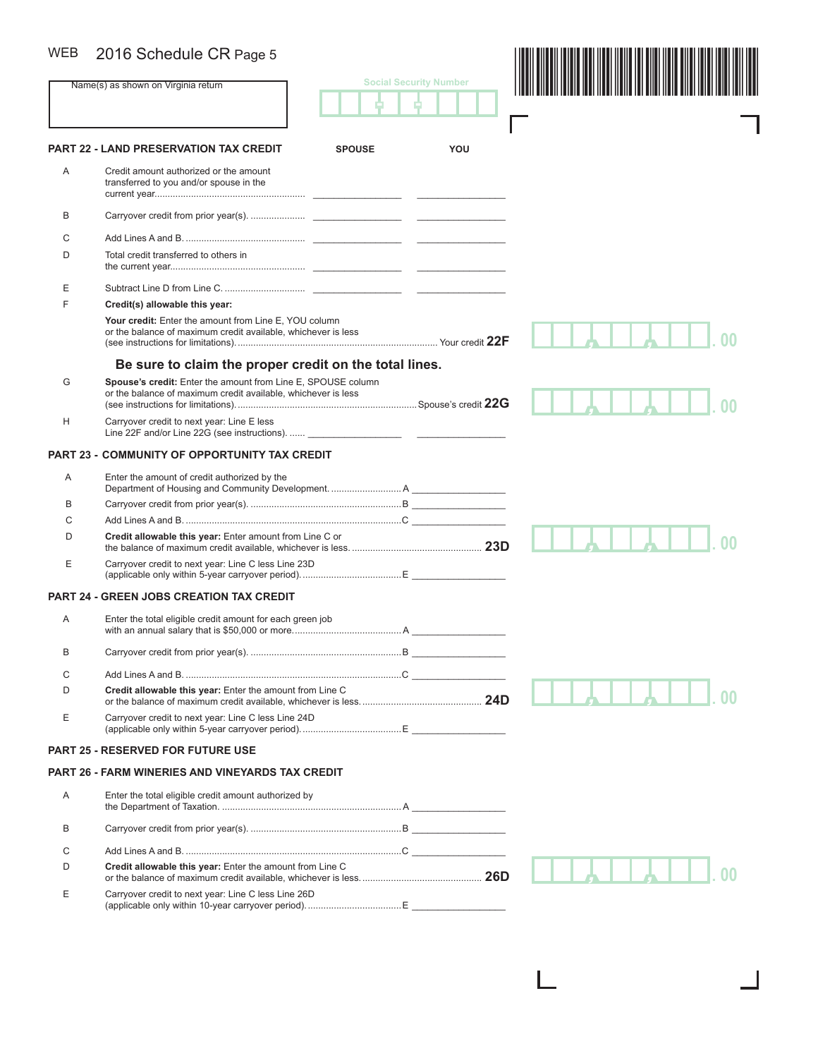WEB 2016 Schedule CR Page 5

Name(s) as shown on Virginia return

Social Security Number

## PART 22 - LAND PRESERVATION TAX CREDIT

| | | SPOUSE | YOU |
|---|---|---|---|
| A | Credit amount authorized or the amount transferred to you and/or spouse in the current year | | |
| B | Carryover credit from prior year(s). | | |
| C | Add Lines A and B. | | |
| D | Total credit transferred to others in the current year | | |
| E | Subtract Line D from Line C. | | |

F **Credit(s) allowable this year:**

**Your credit:** Enter the amount from Line E, YOU column or the balance of maximum credit available, whichever is less (see instructions for limitations). Your credit **22F** .00

**Be sure to claim the proper credit on the total lines.**

G **Spouse's credit:** Enter the amount from Line E, SPOUSE column or the balance of maximum credit available, whichever is less (see instructions for limitations). Spouse's credit **22G** .00

H Carryover credit to next year: Line E less Line 22F and/or Line 22G (see instructions).

## PART 23 - COMMUNITY OF OPPORTUNITY TAX CREDIT

A Enter the amount of credit authorized by the Department of Housing and Community Development. A

B Carryover credit from prior year(s). B

C Add Lines A and B. C

D **Credit allowable this year:** Enter amount from Line C or the balance of maximum credit available, whichever is less. **23D** .00

E Carryover credit to next year: Line C less Line 23D (applicable only within 5-year carryover period). E

## PART 24 - GREEN JOBS CREATION TAX CREDIT

A Enter the total eligible credit amount for each green job with an annual salary that is $50,000 or more. A

B Carryover credit from prior year(s). B

C Add Lines A and B. C

D **Credit allowable this year:** Enter the amount from Line C or the balance of maximum credit available, whichever is less. **24D** .00

E Carryover credit to next year: Line C less Line 24D (applicable only within 5-year carryover period). E

## PART 25 - RESERVED FOR FUTURE USE

## PART 26 - FARM WINERIES AND VINEYARDS TAX CREDIT

A Enter the total eligible credit amount authorized by the Department of Taxation. A

B Carryover credit from prior year(s). B

C Add Lines A and B. C

D **Credit allowable this year:** Enter the amount from Line C or the balance of maximum credit available, whichever is less. **26D** .00

E Carryover credit to next year: Line C less Line 26D (applicable only within 10-year carryover period). E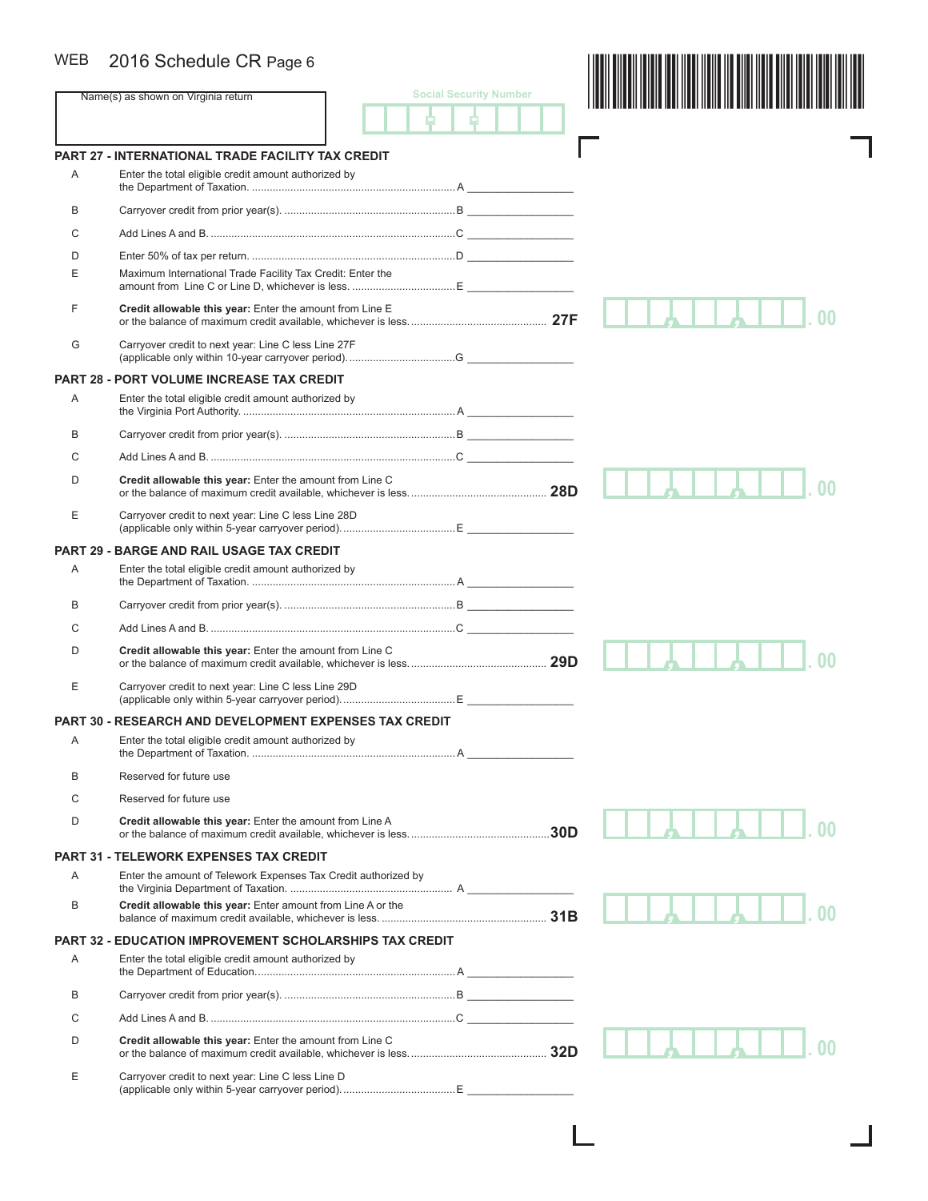WEB 2016 Schedule CR Page 6

Name(s) as shown on Virginia return

Social Security Number

## PART 27 - INTERNATIONAL TRADE FACILITY TAX CREDIT

| | | | |
|---|---|---|---|
| A | Enter the total eligible credit amount authorized by the Department of Taxation. | A | |
| B | Carryover credit from prior year(s). | B | |
| C | Add Lines A and B. | C | |
| D | Enter 50% of tax per return. | D | |
| E | Maximum International Trade Facility Tax Credit: Enter the amount from Line C or Line D, whichever is less. | E | |
| F | **Credit allowable this year:** Enter the amount from Line E or the balance of maximum credit available, whichever is less. | **27F** | .00 |
| G | Carryover credit to next year: Line C less Line 27F (applicable only within 10-year carryover period). | G | |

## PART 28 - PORT VOLUME INCREASE TAX CREDIT

| | | | |
|---|---|---|---|
| A | Enter the total eligible credit amount authorized by the Virginia Port Authority. | A | |
| B | Carryover credit from prior year(s). | B | |
| C | Add Lines A and B. | C | |
| D | **Credit allowable this year:** Enter the amount from Line C or the balance of maximum credit available, whichever is less. | **28D** | .00 |
| E | Carryover credit to next year: Line C less Line 28D (applicable only within 5-year carryover period). | E | |

## PART 29 - BARGE AND RAIL USAGE TAX CREDIT

| | | | |
|---|---|---|---|
| A | Enter the total eligible credit amount authorized by the Department of Taxation. | A | |
| B | Carryover credit from prior year(s). | B | |
| C | Add Lines A and B. | C | |
| D | **Credit allowable this year:** Enter the amount from Line C or the balance of maximum credit available, whichever is less. | **29D** | .00 |
| E | Carryover credit to next year: Line C less Line 29D (applicable only within 5-year carryover period). | E | |

## PART 30 - RESEARCH AND DEVELOPMENT EXPENSES TAX CREDIT

| | | | |
|---|---|---|---|
| A | Enter the total eligible credit amount authorized by the Department of Taxation. | A | |
| B | Reserved for future use | | |
| C | Reserved for future use | | |
| D | **Credit allowable this year:** Enter the amount from Line A or the balance of maximum credit available, whichever is less. | **30D** | .00 |

## PART 31 - TELEWORK EXPENSES TAX CREDIT

| | | | |
|---|---|---|---|
| A | Enter the amount of Telework Expenses Tax Credit authorized by the Virginia Department of Taxation. | A | |
| B | **Credit allowable this year:** Enter amount from Line A or the balance of maximum credit available, whichever is less. | **31B** | .00 |

## PART 32 - EDUCATION IMPROVEMENT SCHOLARSHIPS TAX CREDIT

| | | | |
|---|---|---|---|
| A | Enter the total eligible credit amount authorized by the Department of Education. | A | |
| B | Carryover credit from prior year(s). | B | |
| C | Add Lines A and B. | C | |
| D | **Credit allowable this year:** Enter the amount from Line C or the balance of maximum credit available, whichever is less. | **32D** | .00 |
| E | Carryover credit to next year: Line C less Line D (applicable only within 5-year carryover period). | E | |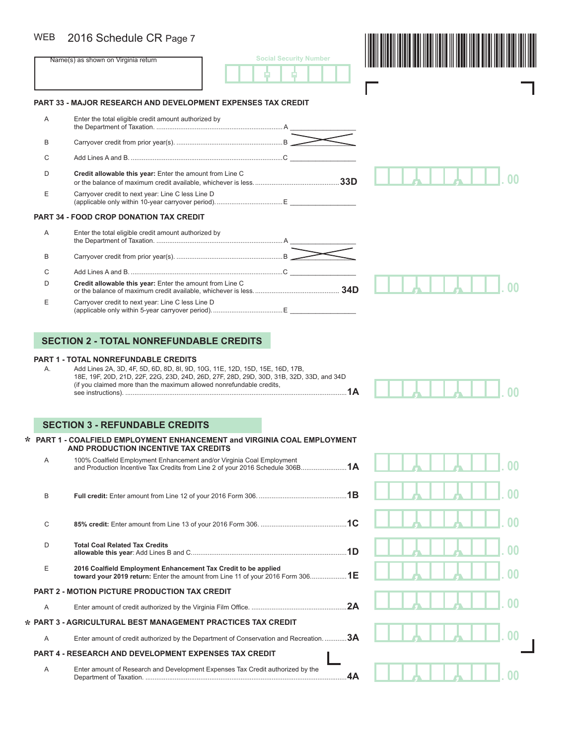WEB 2016 Schedule CR Page 7

Name(s) as shown on Virginia return

Social Security Number

## PART 33 - MAJOR RESEARCH AND DEVELOPMENT EXPENSES TAX CREDIT

| | | | |
|---|---|---|---|
| A | Enter the total eligible credit amount authorized by the Department of Taxation. .................................................................... A | | |
| B | Carryover credit from prior year(s). ......................................................... B | | |
| C | Add Lines A and B. ...................................................................................C | | |
| D | **Credit allowable this year:** Enter the amount from Line C or the balance of maximum credit available, whichever is less. ............................................. | **33D** | .00 |
| E | Carryover credit to next year: Line C less Line D (applicable only within 10-year carryover period). ....................................E | | |

## PART 34 - FOOD CROP DONATION TAX CREDIT

| | | | |
|---|---|---|---|
| A | Enter the total eligible credit amount authorized by the Department of Taxation. .................................................................... A | | |
| B | Carryover credit from prior year(s). ......................................................... B | | |
| C | Add Lines A and B. ...................................................................................C | | |
| D | **Credit allowable this year:** Enter the amount from Line C or the balance of maximum credit available, whichever is less. ............................................. | **34D** | .00 |
| E | Carryover credit to next year: Line C less Line D (applicable only within 5-year carryover period). ......................................E | | |

# SECTION 2 - TOTAL NONREFUNDABLE CREDITS

## PART 1 - TOTAL NONREFUNDABLE CREDITS

| | | | |
|---|---|---|---|
| A. | Add Lines 2A, 3D, 4F, 5D, 6D, 8D, 8I, 9D, 10G, 11E, 12D, 15D, 15E, 16D, 17B, 18E, 19F, 20D, 21D, 22F, 22G, 23D, 24D, 26D, 27F, 28D, 29D, 30D, 31B, 32D, 33D, and 34D (if you claimed more than the maximum allowed nonrefundable credits, see instructions). ........................................................................................................ | **1A** | .00 |

# SECTION 3 - REFUNDABLE CREDITS

## * PART 1 - COALFIELD EMPLOYMENT ENHANCEMENT and VIRGINIA COAL EMPLOYMENT AND PRODUCTION INCENTIVE TAX CREDITS

| | | | |
|---|---|---|---|
| A | 100% Coalfield Employment Enhancement and/or Virginia Coal Employment and Production Incentive Tax Credits from Line 2 of your 2016 Schedule 306B......................... | **1A** | .00 |
| B | **Full credit:** Enter amount from Line 12 of your 2016 Form 306. ................................................ | **1B** | .00 |
| C | **85% credit:** Enter amount from Line 13 of your 2016 Form 306. ............................................... | **1C** | .00 |
| D | **Total Coal Related Tax Credits allowable this year**: Add Lines B and C.................................................................................... | **1D** | .00 |
| E | **2016 Coalfield Employment Enhancement Tax Credit to be applied toward your 2019 return:** Enter the amount from Line 11 of your 2016 Form 306.................... | **1E** | .00 |

## PART 2 - MOTION PICTURE PRODUCTION TAX CREDIT

| | | | |
|---|---|---|---|
| A | Enter amount of credit authorized by the Virginia Film Office. .................................................... | **2A** | .00 |

## * PART 3 - AGRICULTURAL BEST MANAGEMENT PRACTICES TAX CREDIT

| | | | |
|---|---|---|---|
| A | Enter amount of credit authorized by the Department of Conservation and Recreation. ............ | **3A** | .00 |

## PART 4 - RESEARCH AND DEVELOPMENT EXPENSES TAX CREDIT

| | | | |
|---|---|---|---|
| A | Enter amount of Research and Development Expenses Tax Credit authorized by the Department of Taxation. .............................................................................................................. | **4A** | .00 |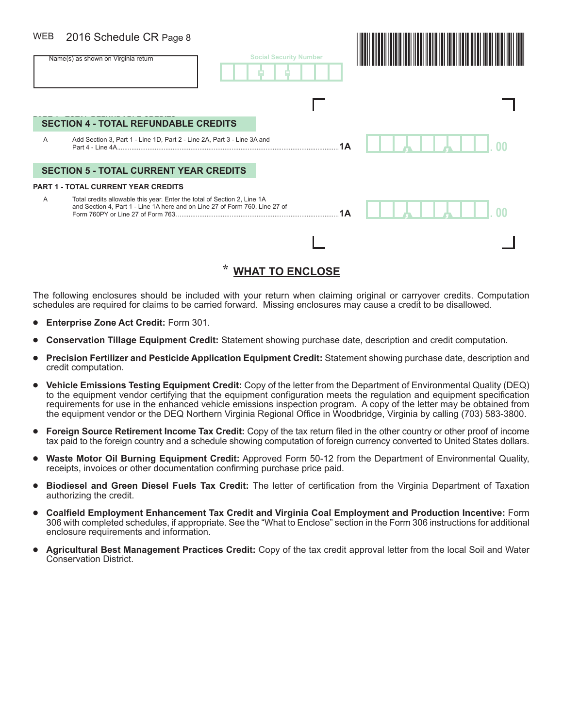WEB 2016 Schedule CR Page 8

Name(s) as shown on Virginia return

Social Security Number

## SECTION 4 - TOTAL REFUNDABLE CREDITS

| | | | |
|---|---|---|---|
| A | Add Section 3, Part 1 - Line 1D, Part 2 - Line 2A, Part 3 - Line 3A and Part 4 - Line 4A | 1A | .00 |

## SECTION 5 - TOTAL CURRENT YEAR CREDITS

### PART 1 - TOTAL CURRENT YEAR CREDITS

| | | | |
|---|---|---|---|
| A | Total credits allowable this year. Enter the total of Section 2, Line 1A and Section 4, Part 1 - Line 1A here and on Line 27 of Form 760, Line 27 of Form 760PY or Line 27 of Form 763. | 1A | .00 |

## * WHAT TO ENCLOSE

The following enclosures should be included with your return when claiming original or carryover credits. Computation schedules are required for claims to be carried forward. Missing enclosures may cause a credit to be disallowed.

- **Enterprise Zone Act Credit:** Form 301.
- **Conservation Tillage Equipment Credit:** Statement showing purchase date, description and credit computation.
- **Precision Fertilizer and Pesticide Application Equipment Credit:** Statement showing purchase date, description and credit computation.
- **Vehicle Emissions Testing Equipment Credit:** Copy of the letter from the Department of Environmental Quality (DEQ) to the equipment vendor certifying that the equipment configuration meets the regulation and equipment specification requirements for use in the enhanced vehicle emissions inspection program. A copy of the letter may be obtained from the equipment vendor or the DEQ Northern Virginia Regional Office in Woodbridge, Virginia by calling (703) 583-3800.
- **Foreign Source Retirement Income Tax Credit:** Copy of the tax return filed in the other country or other proof of income tax paid to the foreign country and a schedule showing computation of foreign currency converted to United States dollars.
- **Waste Motor Oil Burning Equipment Credit:** Approved Form 50-12 from the Department of Environmental Quality, receipts, invoices or other documentation confirming purchase price paid.
- **Biodiesel and Green Diesel Fuels Tax Credit:** The letter of certification from the Virginia Department of Taxation authorizing the credit.
- **Coalfield Employment Enhancement Tax Credit and Virginia Coal Employment and Production Incentive:** Form 306 with completed schedules, if appropriate. See the "What to Enclose" section in the Form 306 instructions for additional enclosure requirements and information.
- **Agricultural Best Management Practices Credit:** Copy of the tax credit approval letter from the local Soil and Water Conservation District.